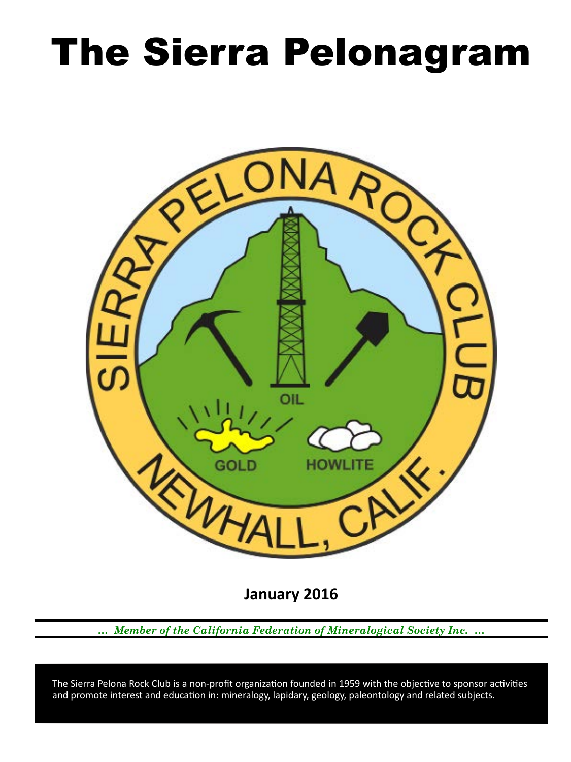# The Sierra Pelonagram

January 2016

*… Member of the California Federation of Mineralogical Society Inc. …*

The Sierra Pelona Rock Club is a non-profit organization founded in 1959 with the objective to sponsor activities and promote interest and education in: mineralogy, lapidary, geology, paleontology and related subjects.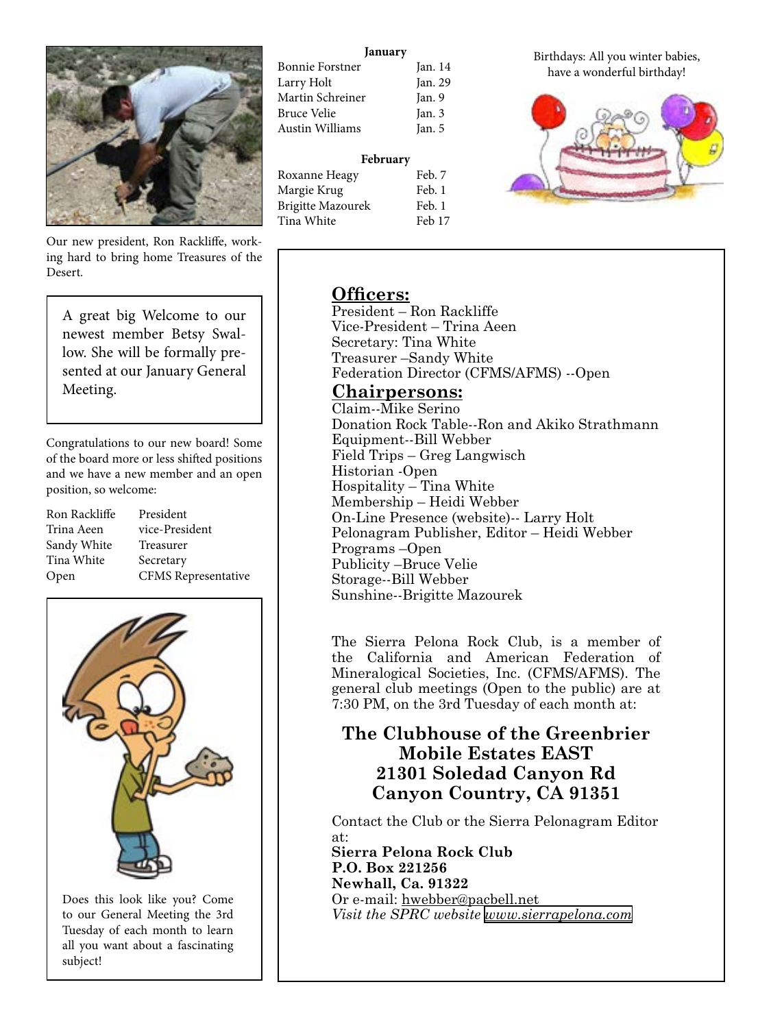Our new president, Ron Rackliffe, working hard to bring home Treasures of the Desert.

A great big Welcome to our newest member Betsy Swallow. She will be formally presented at our January General Meeting.

Congratulations to our new board! Some of the board more or less shifted positions and we have a new member and an open position, so welcome:

| | |
|---|---|
| Ron Rackliffe | President |
| Trina Aeen | vice-President |
| Sandy White | Treasurer |
| Tina White | Secretary |
| Open | CFMS Representative |

Does this look like you? Come to our General Meeting the 3rd Tuesday of each month to learn all you want about a fascinating subject!

**January**

| | |
|---|---|
| Bonnie Forstner | Jan. 14 |
| Larry Holt | Jan. 29 |
| Martin Schreiner | Jan. 9 |
| Bruce Velie | Jan. 3 |
| Austin Williams | Jan. 5 |

**February**

| | |
|---|---|
| Roxanne Heagy | Feb. 7 |
| Margie Krug | Feb. 1 |
| Brigitte Mazourek | Feb. 1 |
| Tina White | Feb 17 |

Birthdays: All you winter babies, have a wonderful birthday!

## Officers:

President – Ron Rackliffe
Vice-President – Trina Aeen
Secretary: Tina White
Treasurer –Sandy White
Federation Director (CFMS/AFMS) --Open

## Chairpersons:

Claim--Mike Serino
Donation Rock Table--Ron and Akiko Strathmann
Equipment--Bill Webber
Field Trips – Greg Langwisch
Historian -Open
Hospitality – Tina White
Membership – Heidi Webber
On-Line Presence (website)-- Larry Holt
Pelonagram Publisher, Editor – Heidi Webber
Programs –Open
Publicity –Bruce Velie
Storage--Bill Webber
Sunshine--Brigitte Mazourek

The Sierra Pelona Rock Club, is a member of the California and American Federation of Mineralogical Societies, Inc. (CFMS/AFMS). The general club meetings (Open to the public) are at 7:30 PM, on the 3rd Tuesday of each month at:

### The Clubhouse of the Greenbrier Mobile Estates EAST
### 21301 Soledad Canyon Rd
### Canyon Country, CA 91351

Contact the Club or the Sierra Pelonagram Editor at:
**Sierra Pelona Rock Club**
**P.O. Box 221256**
**Newhall, Ca. 91322**
Or e-mail: hwebber@pacbell.net
*Visit the SPRC website www.sierrapelona.com*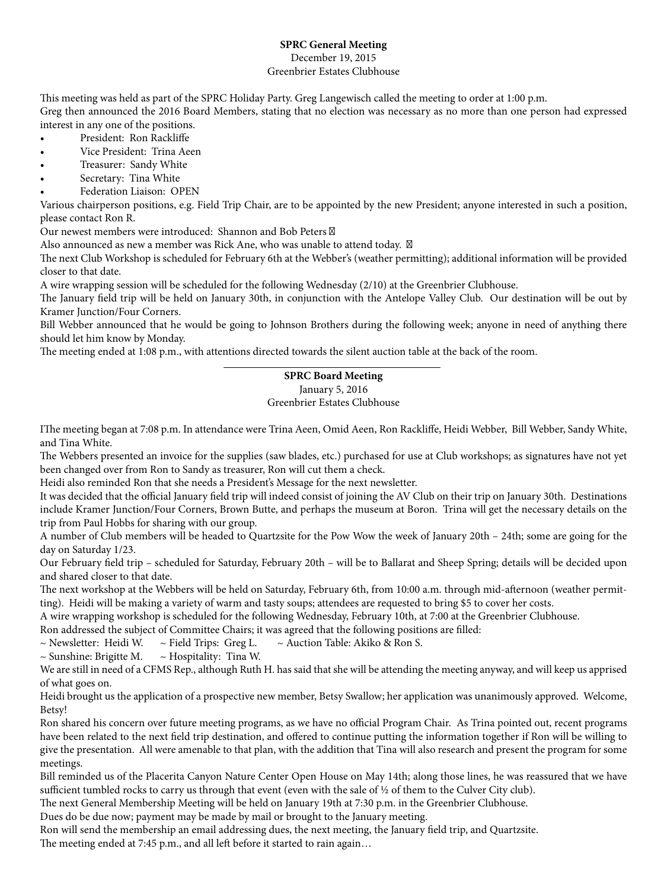**SPRC General Meeting**

December 19, 2015

Greenbrier Estates Clubhouse

This meeting was held as part of the SPRC Holiday Party. Greg Langewisch called the meeting to order at 1:00 p.m.

Greg then announced the 2016 Board Members, stating that no election was necessary as no more than one person had expressed interest in any one of the positions.

- President: Ron Rackliffe
- Vice President: Trina Aeen
- Treasurer: Sandy White
- Secretary: Tina White
- Federation Liaison: OPEN

Various chairperson positions, e.g. Field Trip Chair, are to be appointed by the new President; anyone interested in such a position, please contact Ron R.

Our newest members were introduced: Shannon and Bob Peters

Also announced as new a member was Rick Ane, who was unable to attend today.

The next Club Workshop is scheduled for February 6th at the Webber's (weather permitting); additional information will be provided closer to that date.

A wire wrapping session will be scheduled for the following Wednesday (2/10) at the Greenbrier Clubhouse.

The January field trip will be held on January 30th, in conjunction with the Antelope Valley Club. Our destination will be out by Kramer Junction/Four Corners.

Bill Webber announced that he would be going to Johnson Brothers during the following week; anyone in need of anything there should let him know by Monday.

The meeting ended at 1:08 p.m., with attentions directed towards the silent auction table at the back of the room.

---

**SPRC Board Meeting**

January 5, 2016

Greenbrier Estates Clubhouse

IThe meeting began at 7:08 p.m. In attendance were Trina Aeen, Omid Aeen, Ron Rackliffe, Heidi Webber, Bill Webber, Sandy White, and Tina White.

The Webbers presented an invoice for the supplies (saw blades, etc.) purchased for use at Club workshops; as signatures have not yet been changed over from Ron to Sandy as treasurer, Ron will cut them a check.

Heidi also reminded Ron that she needs a President's Message for the next newsletter.

It was decided that the official January field trip will indeed consist of joining the AV Club on their trip on January 30th. Destinations include Kramer Junction/Four Corners, Brown Butte, and perhaps the museum at Boron. Trina will get the necessary details on the trip from Paul Hobbs for sharing with our group.

A number of Club members will be headed to Quartzsite for the Pow Wow the week of January 20th – 24th; some are going for the day on Saturday 1/23.

Our February field trip – scheduled for Saturday, February 20th – will be to Ballarat and Sheep Spring; details will be decided upon and shared closer to that date.

The next workshop at the Webbers will be held on Saturday, February 6th, from 10:00 a.m. through mid-afternoon (weather permitting). Heidi will be making a variety of warm and tasty soups; attendees are requested to bring $5 to cover her costs.

A wire wrapping workshop is scheduled for the following Wednesday, February 10th, at 7:00 at the Greenbrier Clubhouse.

Ron addressed the subject of Committee Chairs; it was agreed that the following positions are filled:

~ Newsletter: Heidi W. ~ Field Trips: Greg L. ~ Auction Table: Akiko & Ron S.

~ Sunshine: Brigitte M. ~ Hospitality: Tina W.

We are still in need of a CFMS Rep., although Ruth H. has said that she will be attending the meeting anyway, and will keep us apprised of what goes on.

Heidi brought us the application of a prospective new member, Betsy Swallow; her application was unanimously approved. Welcome, Betsy!

Ron shared his concern over future meeting programs, as we have no official Program Chair. As Trina pointed out, recent programs have been related to the next field trip destination, and offered to continue putting the information together if Ron will be willing to give the presentation. All were amenable to that plan, with the addition that Tina will also research and present the program for some meetings.

Bill reminded us of the Placerita Canyon Nature Center Open House on May 14th; along those lines, he was reassured that we have sufficient tumbled rocks to carry us through that event (even with the sale of ½ of them to the Culver City club).

The next General Membership Meeting will be held on January 19th at 7:30 p.m. in the Greenbrier Clubhouse.

Dues do be due now; payment may be made by mail or brought to the January meeting.

Ron will send the membership an email addressing dues, the next meeting, the January field trip, and Quartzsite.

The meeting ended at 7:45 p.m., and all left before it started to rain again…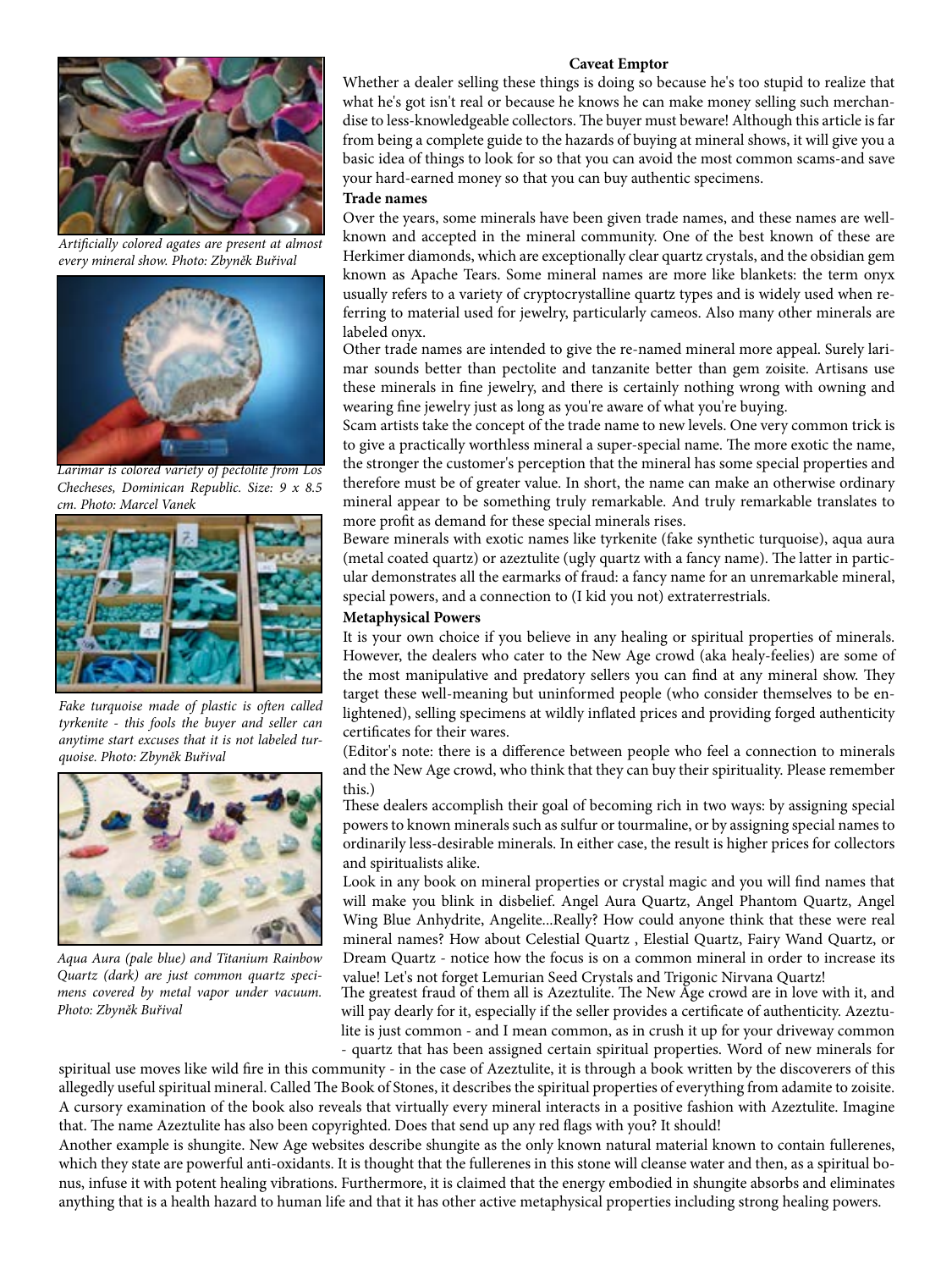## Caveat Emptor

Whether a dealer selling these things is doing so because he's too stupid to realize that what he's got isn't real or because he knows he can make money selling such merchandise to less-knowledgeable collectors. The buyer must beware! Although this article is far from being a complete guide to the hazards of buying at mineral shows, it will give you a basic idea of things to look for so that you can avoid the most common scams-and save your hard-earned money so that you can buy authentic specimens.

*Artificially colored agates are present at almost every mineral show. Photo: Zbyněk Buřival*

*Larimar is colored variety of pectolite from Los Checheses, Dominican Republic. Size: 9 x 8.5 cm. Photo: Marcel Vanek*

*Fake turquoise made of plastic is often called tyrkenite - this fools the buyer and seller can anytime start excuses that it is not labeled turquoise. Photo: Zbyněk Buřival*

*Aqua Aura (pale blue) and Titanium Rainbow Quartz (dark) are just common quartz specimens covered by metal vapor under vacuum. Photo: Zbyněk Buřival*

### Trade names

Over the years, some minerals have been given trade names, and these names are well-known and accepted in the mineral community. One of the best known of these are Herkimer diamonds, which are exceptionally clear quartz crystals, and the obsidian gem known as Apache Tears. Some mineral names are more like blankets: the term onyx usually refers to a variety of cryptocrystalline quartz types and is widely used when referring to material used for jewelry, particularly cameos. Also many other minerals are labeled onyx.

Other trade names are intended to give the re-named mineral more appeal. Surely larimar sounds better than pectolite and tanzanite better than gem zoisite. Artisans use these minerals in fine jewelry, and there is certainly nothing wrong with owning and wearing fine jewelry just as long as you're aware of what you're buying.

Scam artists take the concept of the trade name to new levels. One very common trick is to give a practically worthless mineral a super-special name. The more exotic the name, the stronger the customer's perception that the mineral has some special properties and therefore must be of greater value. In short, the name can make an otherwise ordinary mineral appear to be something truly remarkable. And truly remarkable translates to more profit as demand for these special minerals rises.

Beware minerals with exotic names like tyrkenite (fake synthetic turquoise), aqua aura (metal coated quartz) or azeztulite (ugly quartz with a fancy name). The latter in particular demonstrates all the earmarks of fraud: a fancy name for an unremarkable mineral, special powers, and a connection to (I kid you not) extraterrestrials.

### Metaphysical Powers

It is your own choice if you believe in any healing or spiritual properties of minerals. However, the dealers who cater to the New Age crowd (aka healy-feelies) are some of the most manipulative and predatory sellers you can find at any mineral show. They target these well-meaning but uninformed people (who consider themselves to be enlightened), selling specimens at wildly inflated prices and providing forged authenticity certificates for their wares.

(Editor's note: there is a difference between people who feel a connection to minerals and the New Age crowd, who think that they can buy their spirituality. Please remember this.)

These dealers accomplish their goal of becoming rich in two ways: by assigning special powers to known minerals such as sulfur or tourmaline, or by assigning special names to ordinarily less-desirable minerals. In either case, the result is higher prices for collectors and spiritualists alike.

Look in any book on mineral properties or crystal magic and you will find names that will make you blink in disbelief. Angel Aura Quartz, Angel Phantom Quartz, Angel Wing Blue Anhydrite, Angelite...Really? How could anyone think that these were real mineral names? How about Celestial Quartz , Elestial Quartz, Fairy Wand Quartz, or Dream Quartz - notice how the focus is on a common mineral in order to increase its value! Let's not forget Lemurian Seed Crystals and Trigonic Nirvana Quartz!

The greatest fraud of them all is Azeztulite. The New Age crowd are in love with it, and will pay dearly for it, especially if the seller provides a certificate of authenticity. Azeztulite is just common - and I mean common, as in crush it up for your driveway common - quartz that has been assigned certain spiritual properties. Word of new minerals for spiritual use moves like wild fire in this community - in the case of Azeztulite, it is through a book written by the discoverers of this allegedly useful spiritual mineral. Called The Book of Stones, it describes the spiritual properties of everything from adamite to zoisite. A cursory examination of the book also reveals that virtually every mineral interacts in a positive fashion with Azeztulite. Imagine that. The name Azeztulite has also been copyrighted. Does that send up any red flags with you? It should!

Another example is shungite. New Age websites describe shungite as the only known natural material known to contain fullerenes, which they state are powerful anti-oxidants. It is thought that the fullerenes in this stone will cleanse water and then, as a spiritual bonus, infuse it with potent healing vibrations. Furthermore, it is claimed that the energy embodied in shungite absorbs and eliminates anything that is a health hazard to human life and that it has other active metaphysical properties including strong healing powers.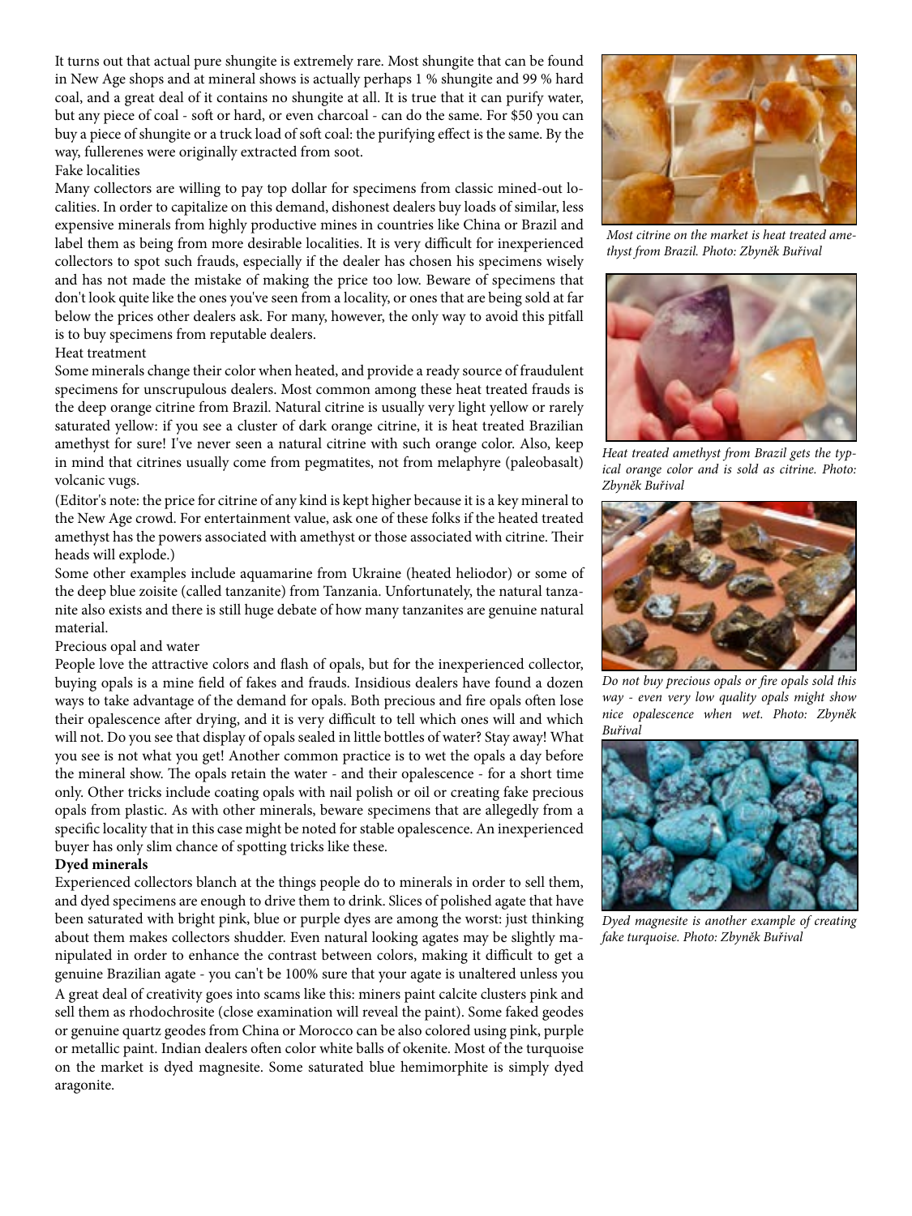It turns out that actual pure shungite is extremely rare. Most shungite that can be found in New Age shops and at mineral shows is actually perhaps 1 % shungite and 99 % hard coal, and a great deal of it contains no shungite at all. It is true that it can purify water, but any piece of coal - soft or hard, or even charcoal - can do the same. For $50 you can buy a piece of shungite or a truck load of soft coal: the purifying effect is the same. By the way, fullerenes were originally extracted from soot.

Fake localities

Many collectors are willing to pay top dollar for specimens from classic mined-out localities. In order to capitalize on this demand, dishonest dealers buy loads of similar, less expensive minerals from highly productive mines in countries like China or Brazil and label them as being from more desirable localities. It is very difficult for inexperienced collectors to spot such frauds, especially if the dealer has chosen his specimens wisely and has not made the mistake of making the price too low. Beware of specimens that don't look quite like the ones you've seen from a locality, or ones that are being sold at far below the prices other dealers ask. For many, however, the only way to avoid this pitfall is to buy specimens from reputable dealers.

Heat treatment

Some minerals change their color when heated, and provide a ready source of fraudulent specimens for unscrupulous dealers. Most common among these heat treated frauds is the deep orange citrine from Brazil. Natural citrine is usually very light yellow or rarely saturated yellow: if you see a cluster of dark orange citrine, it is heat treated Brazilian amethyst for sure! I've never seen a natural citrine with such orange color. Also, keep in mind that citrines usually come from pegmatites, not from melaphyre (paleobasalt) volcanic vugs.

(Editor's note: the price for citrine of any kind is kept higher because it is a key mineral to the New Age crowd. For entertainment value, ask one of these folks if the heated treated amethyst has the powers associated with amethyst or those associated with citrine. Their heads will explode.)

Some other examples include aquamarine from Ukraine (heated heliodor) or some of the deep blue zoisite (called tanzanite) from Tanzania. Unfortunately, the natural tanzanite also exists and there is still huge debate of how many tanzanites are genuine natural material.

Precious opal and water

People love the attractive colors and flash of opals, but for the inexperienced collector, buying opals is a mine field of fakes and frauds. Insidious dealers have found a dozen ways to take advantage of the demand for opals. Both precious and fire opals often lose their opalescence after drying, and it is very difficult to tell which ones will and which will not. Do you see that display of opals sealed in little bottles of water? Stay away! What you see is not what you get! Another common practice is to wet the opals a day before the mineral show. The opals retain the water - and their opalescence - for a short time only. Other tricks include coating opals with nail polish or oil or creating fake precious opals from plastic. As with other minerals, beware specimens that are allegedly from a specific locality that in this case might be noted for stable opalescence. An inexperienced buyer has only slim chance of spotting tricks like these.

**Dyed minerals**

Experienced collectors blanch at the things people do to minerals in order to sell them, and dyed specimens are enough to drive them to drink. Slices of polished agate that have been saturated with bright pink, blue or purple dyes are among the worst: just thinking about them makes collectors shudder. Even natural looking agates may be slightly manipulated in order to enhance the contrast between colors, making it difficult to get a genuine Brazilian agate - you can't be 100% sure that your agate is unaltered unless you

A great deal of creativity goes into scams like this: miners paint calcite clusters pink and sell them as rhodochrosite (close examination will reveal the paint). Some faked geodes or genuine quartz geodes from China or Morocco can be also colored using pink, purple or metallic paint. Indian dealers often color white balls of okenite. Most of the turquoise on the market is dyed magnesite. Some saturated blue hemimorphite is simply dyed aragonite.

*Most citrine on the market is heat treated amethyst from Brazil. Photo: Zbyněk Buřival*

*Heat treated amethyst from Brazil gets the typical orange color and is sold as citrine. Photo: Zbyněk Buřival*

*Do not buy precious opals or fire opals sold this way - even very low quality opals might show nice opalescence when wet. Photo: Zbyněk Buřival*

*Dyed magnesite is another example of creating fake turquoise. Photo: Zbyněk Buřival*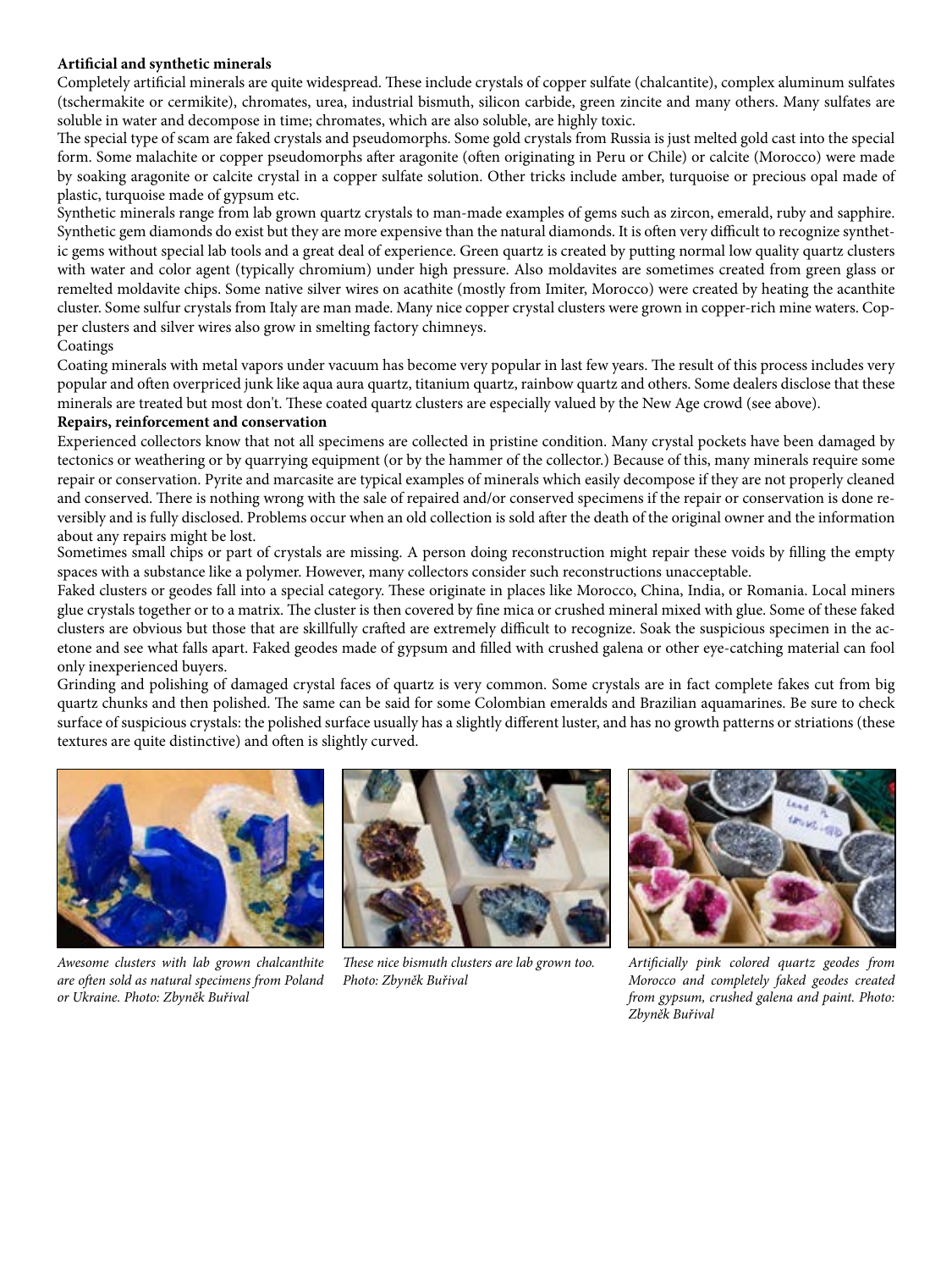**Artificial and synthetic minerals**

Completely artificial minerals are quite widespread. These include crystals of copper sulfate (chalcantite), complex aluminum sulfates (tschermakite or cermikite), chromates, urea, industrial bismuth, silicon carbide, green zincite and many others. Many sulfates are soluble in water and decompose in time; chromates, which are also soluble, are highly toxic.

The special type of scam are faked crystals and pseudomorphs. Some gold crystals from Russia is just melted gold cast into the special form. Some malachite or copper pseudomorphs after aragonite (often originating in Peru or Chile) or calcite (Morocco) were made by soaking aragonite or calcite crystal in a copper sulfate solution. Other tricks include amber, turquoise or precious opal made of plastic, turquoise made of gypsum etc.

Synthetic minerals range from lab grown quartz crystals to man-made examples of gems such as zircon, emerald, ruby and sapphire. Synthetic gem diamonds do exist but they are more expensive than the natural diamonds. It is often very difficult to recognize synthetic gems without special lab tools and a great deal of experience. Green quartz is created by putting normal low quality quartz clusters with water and color agent (typically chromium) under high pressure. Also moldavites are sometimes created from green glass or remelted moldavite chips. Some native silver wires on acathite (mostly from Imiter, Morocco) were created by heating the acanthite cluster. Some sulfur crystals from Italy are man made. Many nice copper crystal clusters were grown in copper-rich mine waters. Copper clusters and silver wires also grow in smelting factory chimneys.

Coatings

Coating minerals with metal vapors under vacuum has become very popular in last few years. The result of this process includes very popular and often overpriced junk like aqua aura quartz, titanium quartz, rainbow quartz and others. Some dealers disclose that these minerals are treated but most don't. These coated quartz clusters are especially valued by the New Age crowd (see above).

**Repairs, reinforcement and conservation**

Experienced collectors know that not all specimens are collected in pristine condition. Many crystal pockets have been damaged by tectonics or weathering or by quarrying equipment (or by the hammer of the collector.) Because of this, many minerals require some repair or conservation. Pyrite and marcasite are typical examples of minerals which easily decompose if they are not properly cleaned and conserved. There is nothing wrong with the sale of repaired and/or conserved specimens if the repair or conservation is done reversibly and is fully disclosed. Problems occur when an old collection is sold after the death of the original owner and the information about any repairs might be lost.

Sometimes small chips or part of crystals are missing. A person doing reconstruction might repair these voids by filling the empty spaces with a substance like a polymer. However, many collectors consider such reconstructions unacceptable.

Faked clusters or geodes fall into a special category. These originate in places like Morocco, China, India, or Romania. Local miners glue crystals together or to a matrix. The cluster is then covered by fine mica or crushed mineral mixed with glue. Some of these faked clusters are obvious but those that are skillfully crafted are extremely difficult to recognize. Soak the suspicious specimen in the acetone and see what falls apart. Faked geodes made of gypsum and filled with crushed galena or other eye-catching material can fool only inexperienced buyers.

Grinding and polishing of damaged crystal faces of quartz is very common. Some crystals are in fact complete fakes cut from big quartz chunks and then polished. The same can be said for some Colombian emeralds and Brazilian aquamarines. Be sure to check surface of suspicious crystals: the polished surface usually has a slightly different luster, and has no growth patterns or striations (these textures are quite distinctive) and often is slightly curved.

*Awesome clusters with lab grown chalcanthite are often sold as natural specimens from Poland or Ukraine. Photo: Zbyněk Buřival*

*These nice bismuth clusters are lab grown too. Photo: Zbyněk Buřival*

*Artificially pink colored quartz geodes from Morocco and completely faked geodes created from gypsum, crushed galena and paint. Photo: Zbyněk Buřival*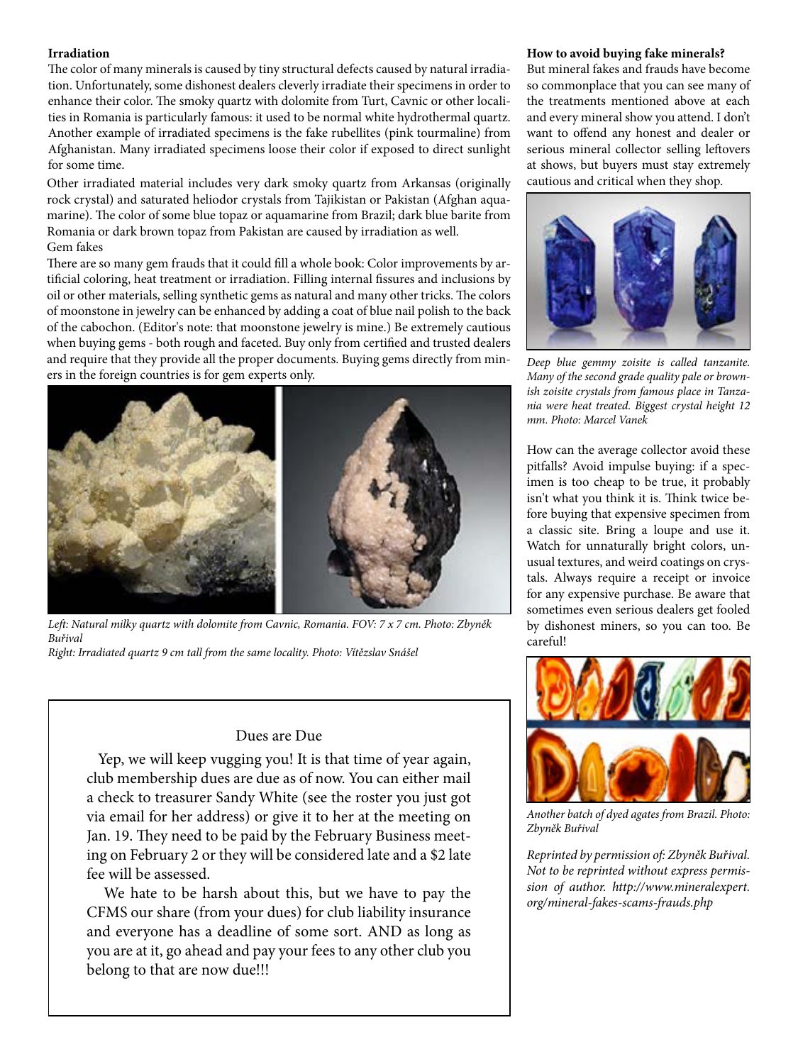**Irradiation**

The color of many minerals is caused by tiny structural defects caused by natural irradiation. Unfortunately, some dishonest dealers cleverly irradiate their specimens in order to enhance their color. The smoky quartz with dolomite from Turt, Cavnic or other localities in Romania is particularly famous: it used to be normal white hydrothermal quartz. Another example of irradiated specimens is the fake rubellites (pink tourmaline) from Afghanistan. Many irradiated specimens loose their color if exposed to direct sunlight for some time.

Other irradiated material includes very dark smoky quartz from Arkansas (originally rock crystal) and saturated heliodor crystals from Tajikistan or Pakistan (Afghan aquamarine). The color of some blue topaz or aquamarine from Brazil; dark blue barite from Romania or dark brown topaz from Pakistan are caused by irradiation as well.

Gem fakes

There are so many gem frauds that it could fill a whole book: Color improvements by artificial coloring, heat treatment or irradiation. Filling internal fissures and inclusions by oil or other materials, selling synthetic gems as natural and many other tricks. The colors of moonstone in jewelry can be enhanced by adding a coat of blue nail polish to the back of the cabochon. (Editor's note: that moonstone jewelry is mine.) Be extremely cautious when buying gems - both rough and faceted. Buy only from certified and trusted dealers and require that they provide all the proper documents. Buying gems directly from miners in the foreign countries is for gem experts only.

*Left: Natural milky quartz with dolomite from Cavnic, Romania. FOV: 7 x 7 cm. Photo: Zbyněk Buřival*
*Right: Irradiated quartz 9 cm tall from the same locality. Photo: Vítězslav Snášel*

**How to avoid buying fake minerals?**

But mineral fakes and frauds have become so commonplace that you can see many of the treatments mentioned above at each and every mineral show you attend. I don't want to offend any honest and dealer or serious mineral collector selling leftovers at shows, but buyers must stay extremely cautious and critical when they shop.

*Deep blue gemmy zoisite is called tanzanite. Many of the second grade quality pale or brownish zoisite crystals from famous place in Tanzania were heat treated. Biggest crystal height 12 mm. Photo: Marcel Vanek*

How can the average collector avoid these pitfalls? Avoid impulse buying: if a specimen is too cheap to be true, it probably isn't what you think it is. Think twice before buying that expensive specimen from a classic site. Bring a loupe and use it. Watch for unnaturally bright colors, unusual textures, and weird coatings on crystals. Always require a receipt or invoice for any expensive purchase. Be aware that sometimes even serious dealers get fooled by dishonest miners, so you can too. Be careful!

*Another batch of dyed agates from Brazil. Photo: Zbyněk Buřival*

*Reprinted by permission of: Zbyněk Buřival. Not to be reprinted without express permission of author. http://www.mineralexpert.org/mineral-fakes-scams-frauds.php*

## Dues are Due

Yep, we will keep vugging you! It is that time of year again, club membership dues are due as of now. You can either mail a check to treasurer Sandy White (see the roster you just got via email for her address) or give it to her at the meeting on Jan. 19. They need to be paid by the February Business meeting on February 2 or they will be considered late and a $2 late fee will be assessed.

We hate to be harsh about this, but we have to pay the CFMS our share (from your dues) for club liability insurance and everyone has a deadline of some sort. AND as long as you are at it, go ahead and pay your fees to any other club you belong to that are now due!!!